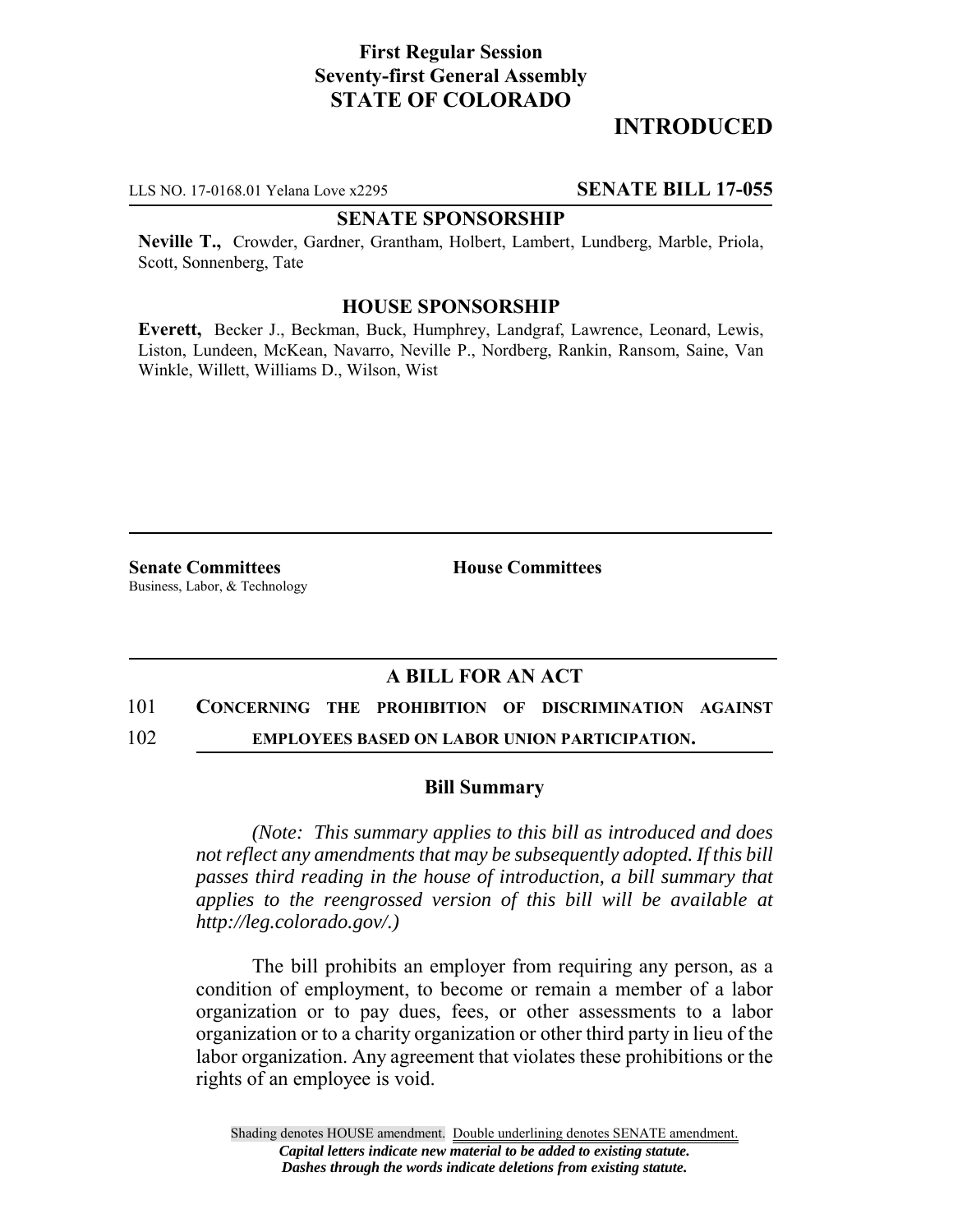**First Regular Session**
**Seventy-first General Assembly**
**STATE OF COLORADO**

# INTRODUCED

LLS NO. 17-0168.01 Yelana Love x2295 **SENATE BILL 17-055**

**SENATE SPONSORSHIP**

**Neville T.,** Crowder, Gardner, Grantham, Holbert, Lambert, Lundberg, Marble, Priola, Scott, Sonnenberg, Tate

**HOUSE SPONSORSHIP**

**Everett,** Becker J., Beckman, Buck, Humphrey, Landgraf, Lawrence, Leonard, Lewis, Liston, Lundeen, McKean, Navarro, Neville P., Nordberg, Rankin, Ransom, Saine, Van Winkle, Willett, Williams D., Wilson, Wist

**Senate Committees**
Business, Labor, & Technology

**House Committees**

## A BILL FOR AN ACT

101 **CONCERNING THE PROHIBITION OF DISCRIMINATION AGAINST**
102 **EMPLOYEES BASED ON LABOR UNION PARTICIPATION.**

### Bill Summary

*(Note: This summary applies to this bill as introduced and does not reflect any amendments that may be subsequently adopted. If this bill passes third reading in the house of introduction, a bill summary that applies to the reengrossed version of this bill will be available at http://leg.colorado.gov/.)*

The bill prohibits an employer from requiring any person, as a condition of employment, to become or remain a member of a labor organization or to pay dues, fees, or other assessments to a labor organization or to a charity organization or other third party in lieu of the labor organization. Any agreement that violates these prohibitions or the rights of an employee is void.

Shading denotes HOUSE amendment. Double underlining denotes SENATE amendment.
*Capital letters indicate new material to be added to existing statute.*
*Dashes through the words indicate deletions from existing statute.*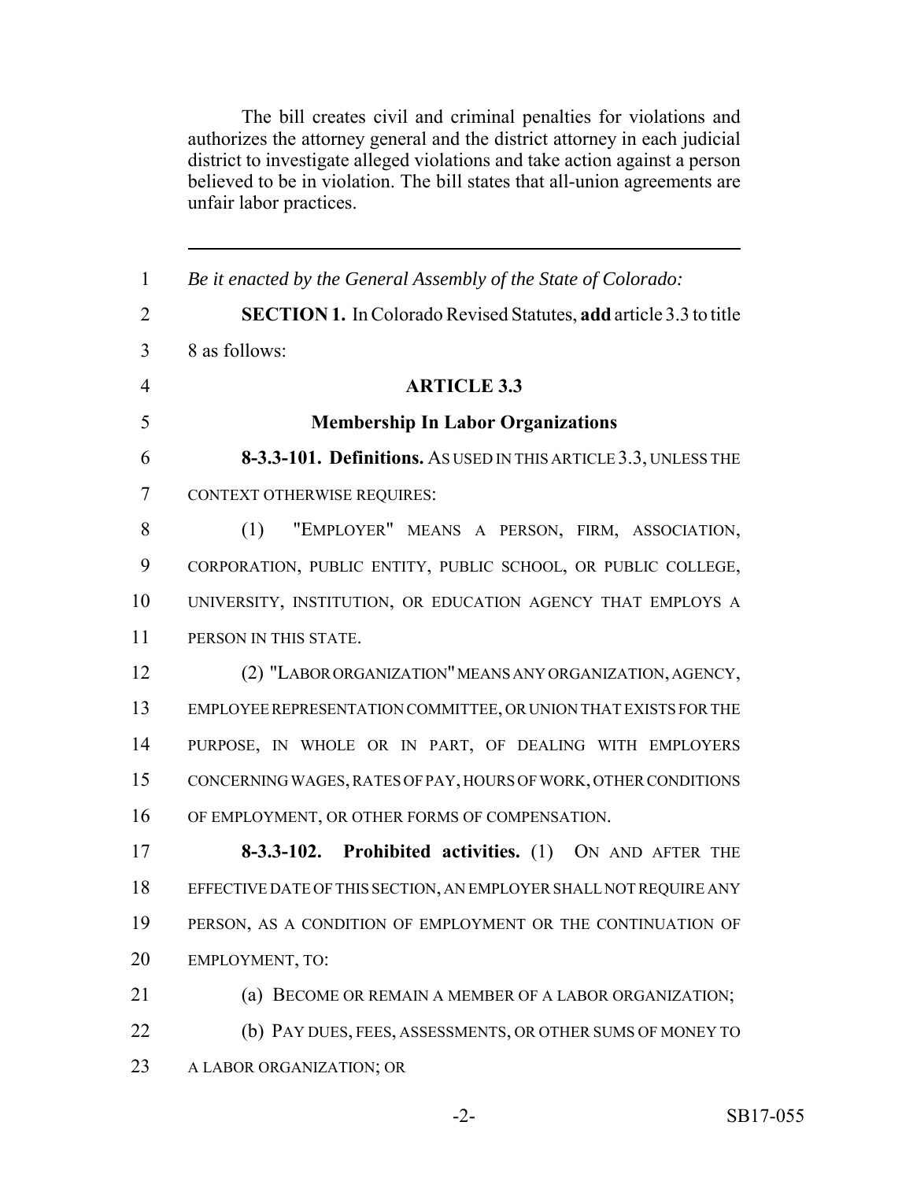The bill creates civil and criminal penalties for violations and authorizes the attorney general and the district attorney in each judicial district to investigate alleged violations and take action against a person believed to be in violation. The bill states that all-union agreements are unfair labor practices.

---

1 *Be it enacted by the General Assembly of the State of Colorado:*

2 **SECTION 1.** In Colorado Revised Statutes, **add** article 3.3 to title
3 8 as follows:

4 **ARTICLE 3.3**

5 **Membership In Labor Organizations**

6 **8-3.3-101. Definitions.** AS USED IN THIS ARTICLE 3.3, UNLESS THE
7 CONTEXT OTHERWISE REQUIRES:

8 (1) "EMPLOYER" MEANS A PERSON, FIRM, ASSOCIATION,
9 CORPORATION, PUBLIC ENTITY, PUBLIC SCHOOL, OR PUBLIC COLLEGE,
10 UNIVERSITY, INSTITUTION, OR EDUCATION AGENCY THAT EMPLOYS A
11 PERSON IN THIS STATE.

12 (2) "LABOR ORGANIZATION" MEANS ANY ORGANIZATION, AGENCY,
13 EMPLOYEE REPRESENTATION COMMITTEE, OR UNION THAT EXISTS FOR THE
14 PURPOSE, IN WHOLE OR IN PART, OF DEALING WITH EMPLOYERS
15 CONCERNING WAGES, RATES OF PAY, HOURS OF WORK, OTHER CONDITIONS
16 OF EMPLOYMENT, OR OTHER FORMS OF COMPENSATION.

17 **8-3.3-102. Prohibited activities.** (1) ON AND AFTER THE
18 EFFECTIVE DATE OF THIS SECTION, AN EMPLOYER SHALL NOT REQUIRE ANY
19 PERSON, AS A CONDITION OF EMPLOYMENT OR THE CONTINUATION OF
20 EMPLOYMENT, TO:

21 (a) BECOME OR REMAIN A MEMBER OF A LABOR ORGANIZATION;

22 (b) PAY DUES, FEES, ASSESSMENTS, OR OTHER SUMS OF MONEY TO
23 A LABOR ORGANIZATION; OR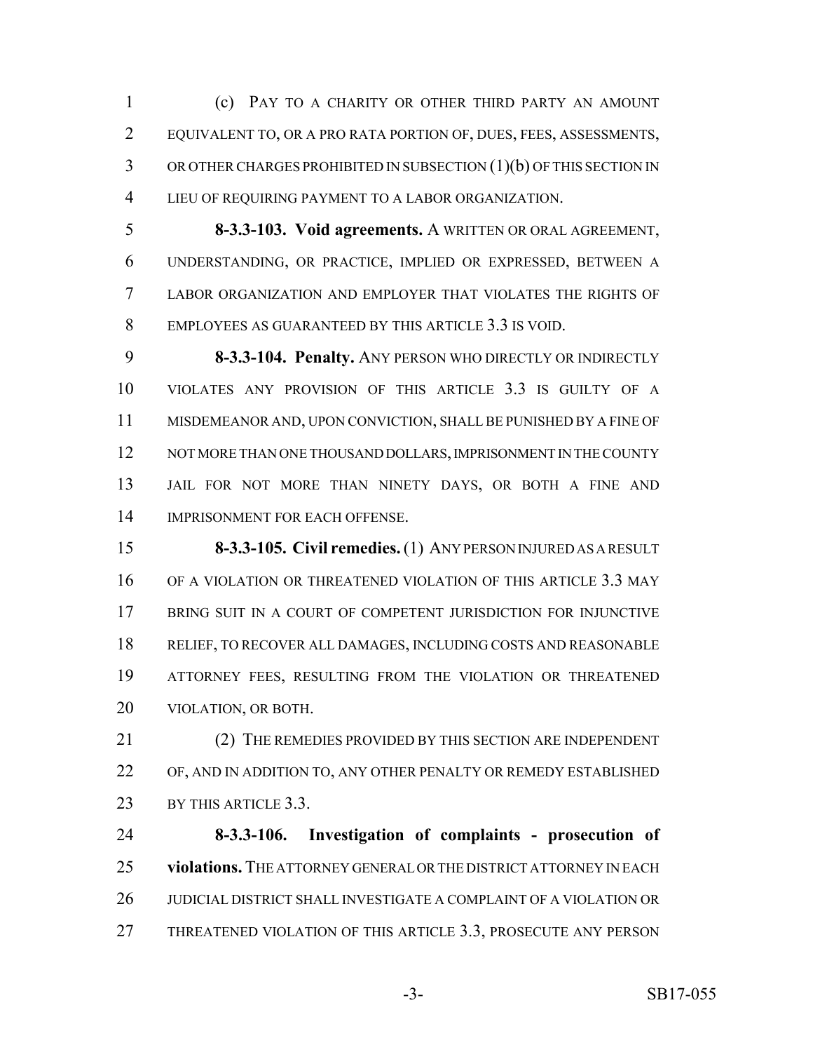(c) PAY TO A CHARITY OR OTHER THIRD PARTY AN AMOUNT EQUIVALENT TO, OR A PRO RATA PORTION OF, DUES, FEES, ASSESSMENTS, OR OTHER CHARGES PROHIBITED IN SUBSECTION (1)(b) OF THIS SECTION IN LIEU OF REQUIRING PAYMENT TO A LABOR ORGANIZATION.

**8-3.3-103. Void agreements.** A WRITTEN OR ORAL AGREEMENT, UNDERSTANDING, OR PRACTICE, IMPLIED OR EXPRESSED, BETWEEN A LABOR ORGANIZATION AND EMPLOYER THAT VIOLATES THE RIGHTS OF EMPLOYEES AS GUARANTEED BY THIS ARTICLE 3.3 IS VOID.

**8-3.3-104. Penalty.** ANY PERSON WHO DIRECTLY OR INDIRECTLY VIOLATES ANY PROVISION OF THIS ARTICLE 3.3 IS GUILTY OF A MISDEMEANOR AND, UPON CONVICTION, SHALL BE PUNISHED BY A FINE OF NOT MORE THAN ONE THOUSAND DOLLARS, IMPRISONMENT IN THE COUNTY JAIL FOR NOT MORE THAN NINETY DAYS, OR BOTH A FINE AND IMPRISONMENT FOR EACH OFFENSE.

**8-3.3-105. Civil remedies.** (1) ANY PERSON INJURED AS A RESULT OF A VIOLATION OR THREATENED VIOLATION OF THIS ARTICLE 3.3 MAY BRING SUIT IN A COURT OF COMPETENT JURISDICTION FOR INJUNCTIVE RELIEF, TO RECOVER ALL DAMAGES, INCLUDING COSTS AND REASONABLE ATTORNEY FEES, RESULTING FROM THE VIOLATION OR THREATENED VIOLATION, OR BOTH.

(2) THE REMEDIES PROVIDED BY THIS SECTION ARE INDEPENDENT OF, AND IN ADDITION TO, ANY OTHER PENALTY OR REMEDY ESTABLISHED BY THIS ARTICLE 3.3.

**8-3.3-106. Investigation of complaints - prosecution of violations.** THE ATTORNEY GENERAL OR THE DISTRICT ATTORNEY IN EACH JUDICIAL DISTRICT SHALL INVESTIGATE A COMPLAINT OF A VIOLATION OR THREATENED VIOLATION OF THIS ARTICLE 3.3, PROSECUTE ANY PERSON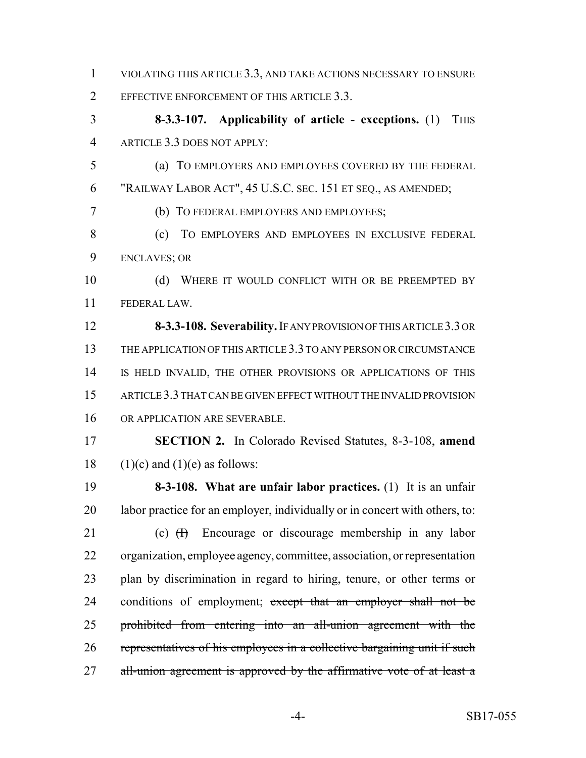VIOLATING THIS ARTICLE 3.3, AND TAKE ACTIONS NECESSARY TO ENSURE EFFECTIVE ENFORCEMENT OF THIS ARTICLE 3.3.

**8-3.3-107. Applicability of article - exceptions.** (1) THIS ARTICLE 3.3 DOES NOT APPLY:

(a) TO EMPLOYERS AND EMPLOYEES COVERED BY THE FEDERAL "RAILWAY LABOR ACT", 45 U.S.C. SEC. 151 ET SEQ., AS AMENDED;

(b) TO FEDERAL EMPLOYERS AND EMPLOYEES;

(c) TO EMPLOYERS AND EMPLOYEES IN EXCLUSIVE FEDERAL ENCLAVES; OR

(d) WHERE IT WOULD CONFLICT WITH OR BE PREEMPTED BY FEDERAL LAW.

**8-3.3-108. Severability.** IF ANY PROVISION OF THIS ARTICLE 3.3 OR THE APPLICATION OF THIS ARTICLE 3.3 TO ANY PERSON OR CIRCUMSTANCE IS HELD INVALID, THE OTHER PROVISIONS OR APPLICATIONS OF THIS ARTICLE 3.3 THAT CAN BE GIVEN EFFECT WITHOUT THE INVALID PROVISION OR APPLICATION ARE SEVERABLE.

**SECTION 2.** In Colorado Revised Statutes, 8-3-108, **amend** (1)(c) and (1)(e) as follows:

**8-3-108. What are unfair labor practices.** (1) It is an unfair labor practice for an employer, individually or in concert with others, to:

(c) ~~(I)~~ Encourage or discourage membership in any labor organization, employee agency, committee, association, or representation plan by discrimination in regard to hiring, tenure, or other terms or conditions of employment; ~~except that an employer shall not be prohibited from entering into an all-union agreement with the representatives of his employees in a collective bargaining unit if such all-union agreement is approved by the affirmative vote of at least a~~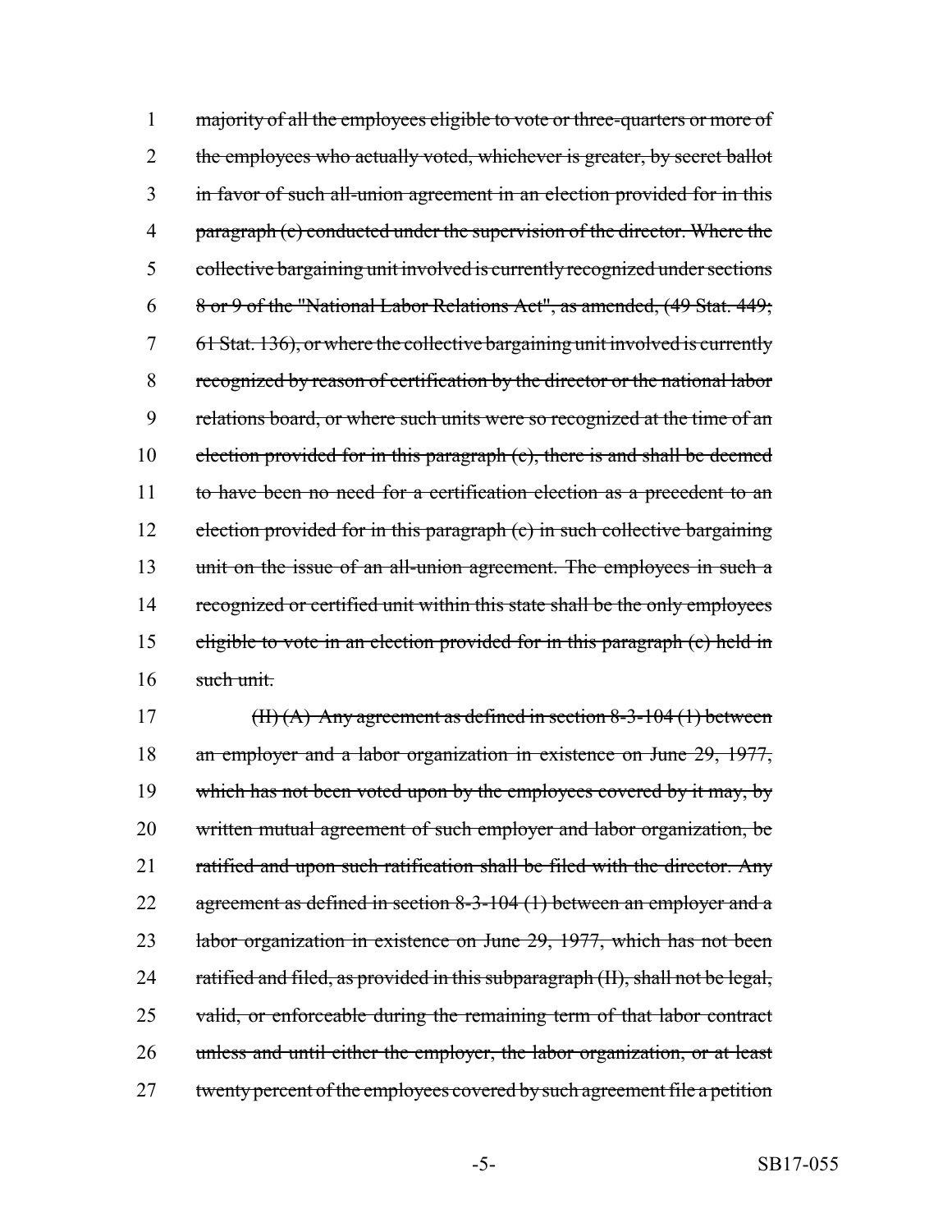majority of all the employees eligible to vote or three-quarters or more of the employees who actually voted, whichever is greater, by secret ballot in favor of such all-union agreement in an election provided for in this paragraph (c) conducted under the supervision of the director. Where the collective bargaining unit involved is currently recognized under sections 8 or 9 of the "National Labor Relations Act", as amended, (49 Stat. 449; 61 Stat. 136), or where the collective bargaining unit involved is currently recognized by reason of certification by the director or the national labor relations board, or where such units were so recognized at the time of an election provided for in this paragraph (c), there is and shall be deemed to have been no need for a certification election as a precedent to an election provided for in this paragraph (c) in such collective bargaining unit on the issue of an all-union agreement. The employees in such a recognized or certified unit within this state shall be the only employees eligible to vote in an election provided for in this paragraph (c) held in such unit.

(II) (A) Any agreement as defined in section 8-3-104 (1) between an employer and a labor organization in existence on June 29, 1977, which has not been voted upon by the employees covered by it may, by written mutual agreement of such employer and labor organization, be ratified and upon such ratification shall be filed with the director. Any agreement as defined in section 8-3-104 (1) between an employer and a labor organization in existence on June 29, 1977, which has not been ratified and filed, as provided in this subparagraph (II), shall not be legal, valid, or enforceable during the remaining term of that labor contract unless and until either the employer, the labor organization, or at least twenty percent of the employees covered by such agreement file a petition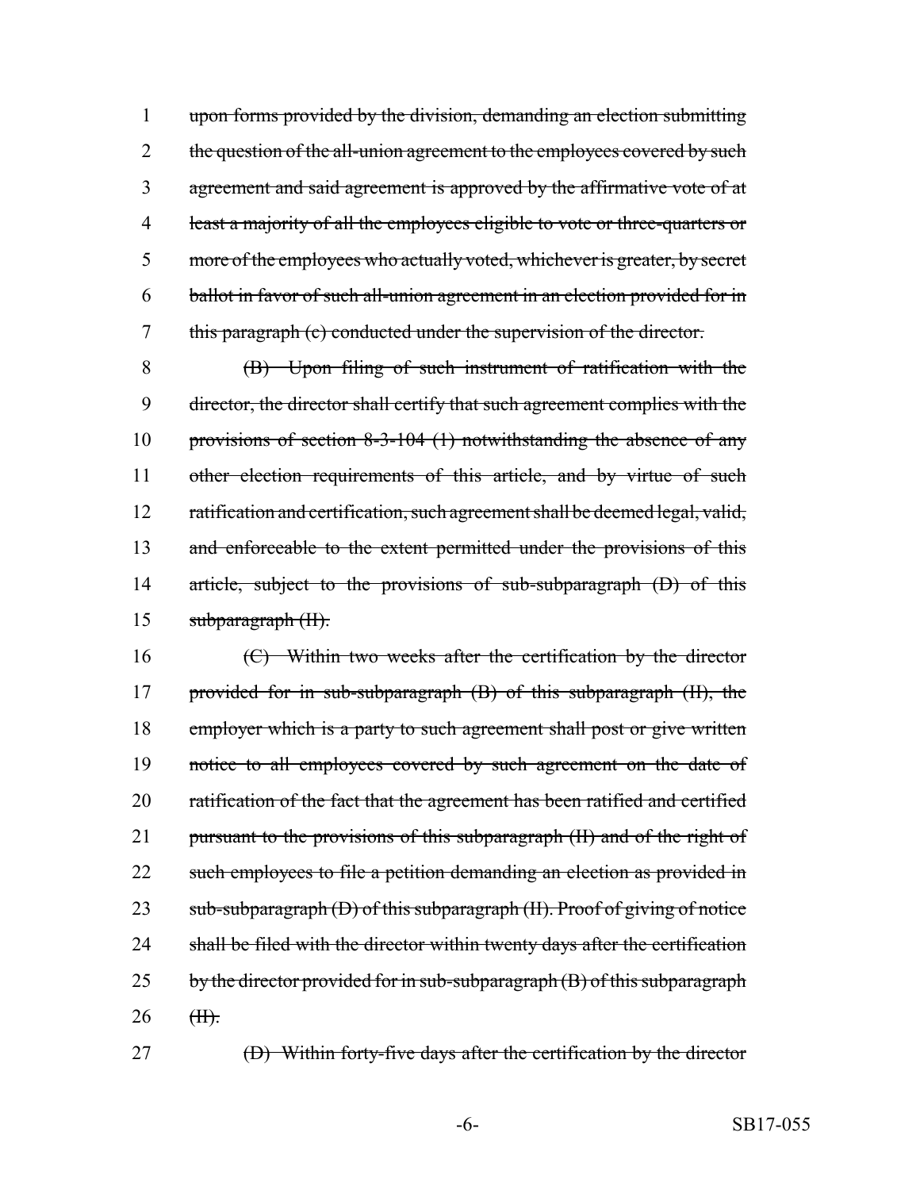upon forms provided by the division, demanding an election submitting the question of the all-union agreement to the employees covered by such agreement and said agreement is approved by the affirmative vote of at least a majority of all the employees eligible to vote or three-quarters or more of the employees who actually voted, whichever is greater, by secret ballot in favor of such all-union agreement in an election provided for in this paragraph (c) conducted under the supervision of the director.

(B) Upon filing of such instrument of ratification with the director, the director shall certify that such agreement complies with the provisions of section 8-3-104 (1) notwithstanding the absence of any other election requirements of this article, and by virtue of such ratification and certification, such agreement shall be deemed legal, valid, and enforceable to the extent permitted under the provisions of this article, subject to the provisions of sub-subparagraph (D) of this subparagraph (II).

(C) Within two weeks after the certification by the director provided for in sub-subparagraph (B) of this subparagraph (II), the employer which is a party to such agreement shall post or give written notice to all employees covered by such agreement on the date of ratification of the fact that the agreement has been ratified and certified pursuant to the provisions of this subparagraph (II) and of the right of such employees to file a petition demanding an election as provided in sub-subparagraph (D) of this subparagraph (II). Proof of giving of notice shall be filed with the director within twenty days after the certification by the director provided for in sub-subparagraph (B) of this subparagraph (II).

(D) Within forty-five days after the certification by the director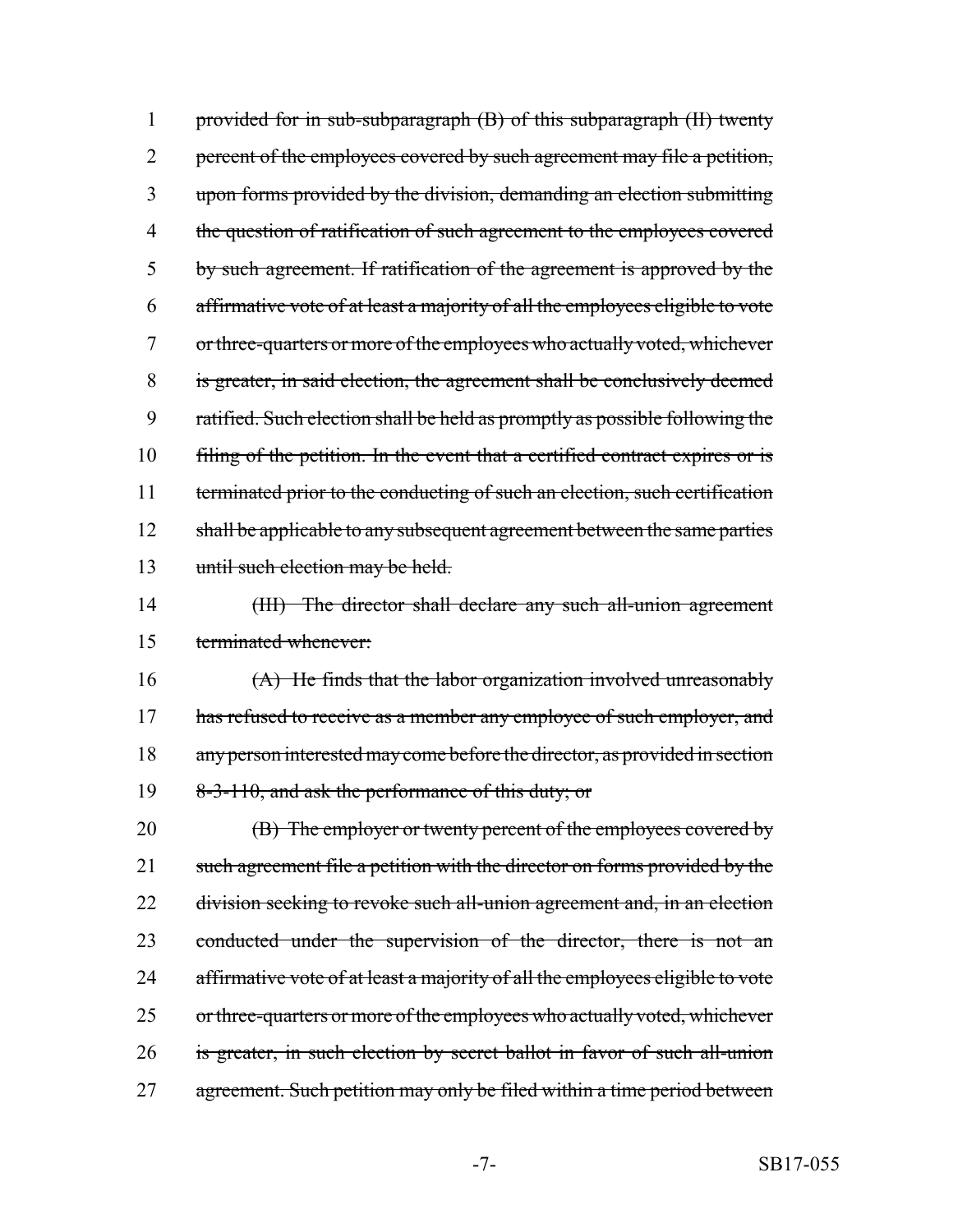1 provided for in sub-subparagraph (B) of this subparagraph (II) twenty
2 percent of the employees covered by such agreement may file a petition,
3 upon forms provided by the division, demanding an election submitting
4 the question of ratification of such agreement to the employees covered
5 by such agreement. If ratification of the agreement is approved by the
6 affirmative vote of at least a majority of all the employees eligible to vote
7 or three-quarters or more of the employees who actually voted, whichever
8 is greater, in said election, the agreement shall be conclusively deemed
9 ratified. Such election shall be held as promptly as possible following the
10 filing of the petition. In the event that a certified contract expires or is
11 terminated prior to the conducting of such an election, such certification
12 shall be applicable to any subsequent agreement between the same parties
13 until such election may be held.

14 (III) The director shall declare any such all-union agreement
15 terminated whenever:

16 (A) He finds that the labor organization involved unreasonably
17 has refused to receive as a member any employee of such employer, and
18 any person interested may come before the director, as provided in section
19 8-3-110, and ask the performance of this duty; or

20 (B) The employer or twenty percent of the employees covered by
21 such agreement file a petition with the director on forms provided by the
22 division seeking to revoke such all-union agreement and, in an election
23 conducted under the supervision of the director, there is not an
24 affirmative vote of at least a majority of all the employees eligible to vote
25 or three-quarters or more of the employees who actually voted, whichever
26 is greater, in such election by secret ballot in favor of such all-union
27 agreement. Such petition may only be filed within a time period between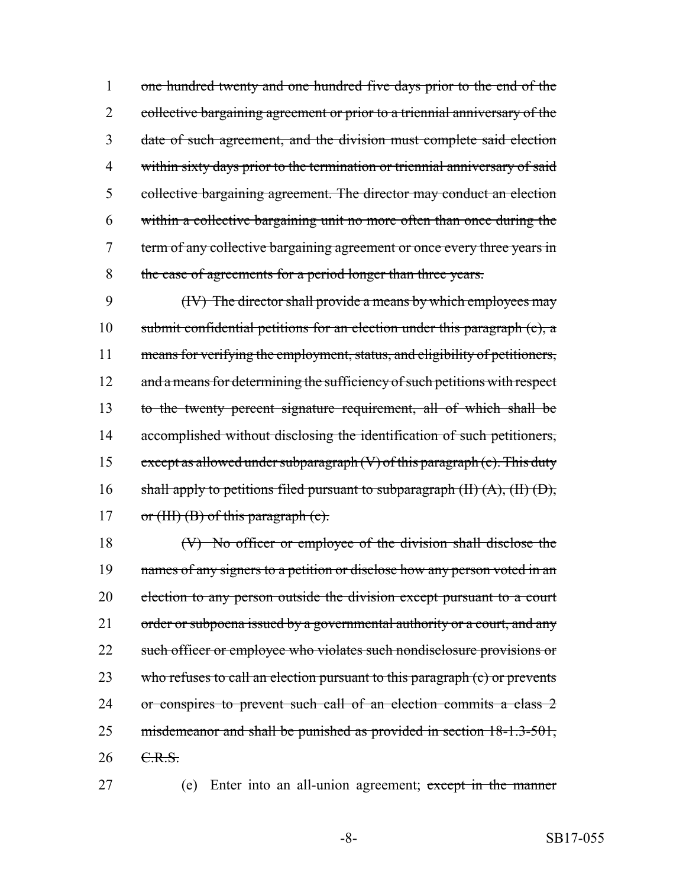1 ~~one hundred twenty and one hundred five days prior to the end of the~~
2 ~~collective bargaining agreement or prior to a triennial anniversary of the~~
3 ~~date of such agreement, and the division must complete said election~~
4 ~~within sixty days prior to the termination or triennial anniversary of said~~
5 ~~collective bargaining agreement. The director may conduct an election~~
6 ~~within a collective bargaining unit no more often than once during the~~
7 ~~term of any collective bargaining agreement or once every three years in~~
8 ~~the case of agreements for a period longer than three years.~~

9 ~~(IV) The director shall provide a means by which employees may~~
10 ~~submit confidential petitions for an election under this paragraph (c), a~~
11 ~~means for verifying the employment, status, and eligibility of petitioners,~~
12 ~~and a means for determining the sufficiency of such petitions with respect~~
13 ~~to the twenty percent signature requirement, all of which shall be~~
14 ~~accomplished without disclosing the identification of such petitioners,~~
15 ~~except as allowed under subparagraph (V) of this paragraph (c). This duty~~
16 ~~shall apply to petitions filed pursuant to subparagraph (II) (A), (II) (D),~~
17 ~~or (III) (B) of this paragraph (c).~~

18 ~~(V) No officer or employee of the division shall disclose the~~
19 ~~names of any signers to a petition or disclose how any person voted in an~~
20 ~~election to any person outside the division except pursuant to a court~~
21 ~~order or subpoena issued by a governmental authority or a court, and any~~
22 ~~such officer or employee who violates such nondisclosure provisions or~~
23 ~~who refuses to call an election pursuant to this paragraph (c) or prevents~~
24 ~~or conspires to prevent such call of an election commits a class 2~~
25 ~~misdemeanor and shall be punished as provided in section 18-1.3-501,~~
26 ~~C.R.S.~~

27 (e) Enter into an all-union agreement; ~~except in the manner~~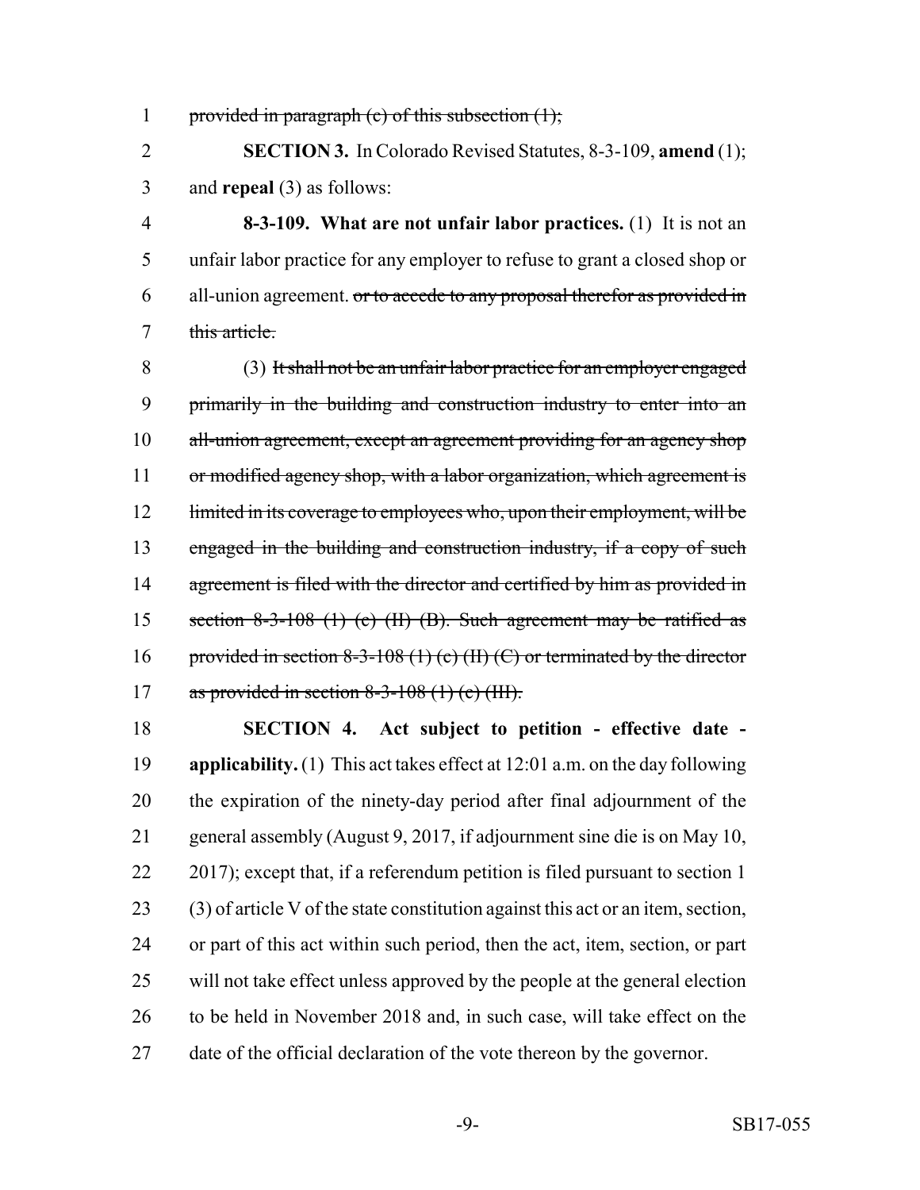provided in paragraph (c) of this subsection (1);

**SECTION 3.** In Colorado Revised Statutes, 8-3-109, **amend** (1); and **repeal** (3) as follows:

**8-3-109. What are not unfair labor practices.** (1) It is not an unfair labor practice for any employer to refuse to grant a closed shop or all-union agreement. or to accede to any proposal therefor as provided in this article.

(3) It shall not be an unfair labor practice for an employer engaged primarily in the building and construction industry to enter into an all-union agreement, except an agreement providing for an agency shop or modified agency shop, with a labor organization, which agreement is limited in its coverage to employees who, upon their employment, will be engaged in the building and construction industry, if a copy of such agreement is filed with the director and certified by him as provided in section 8-3-108 (1) (c) (II) (B). Such agreement may be ratified as provided in section 8-3-108 (1) (c) (II) (C) or terminated by the director as provided in section 8-3-108 (1) (c) (III).

**SECTION 4. Act subject to petition - effective date - applicability.** (1) This act takes effect at 12:01 a.m. on the day following the expiration of the ninety-day period after final adjournment of the general assembly (August 9, 2017, if adjournment sine die is on May 10, 2017); except that, if a referendum petition is filed pursuant to section 1 (3) of article V of the state constitution against this act or an item, section, or part of this act within such period, then the act, item, section, or part will not take effect unless approved by the people at the general election to be held in November 2018 and, in such case, will take effect on the date of the official declaration of the vote thereon by the governor.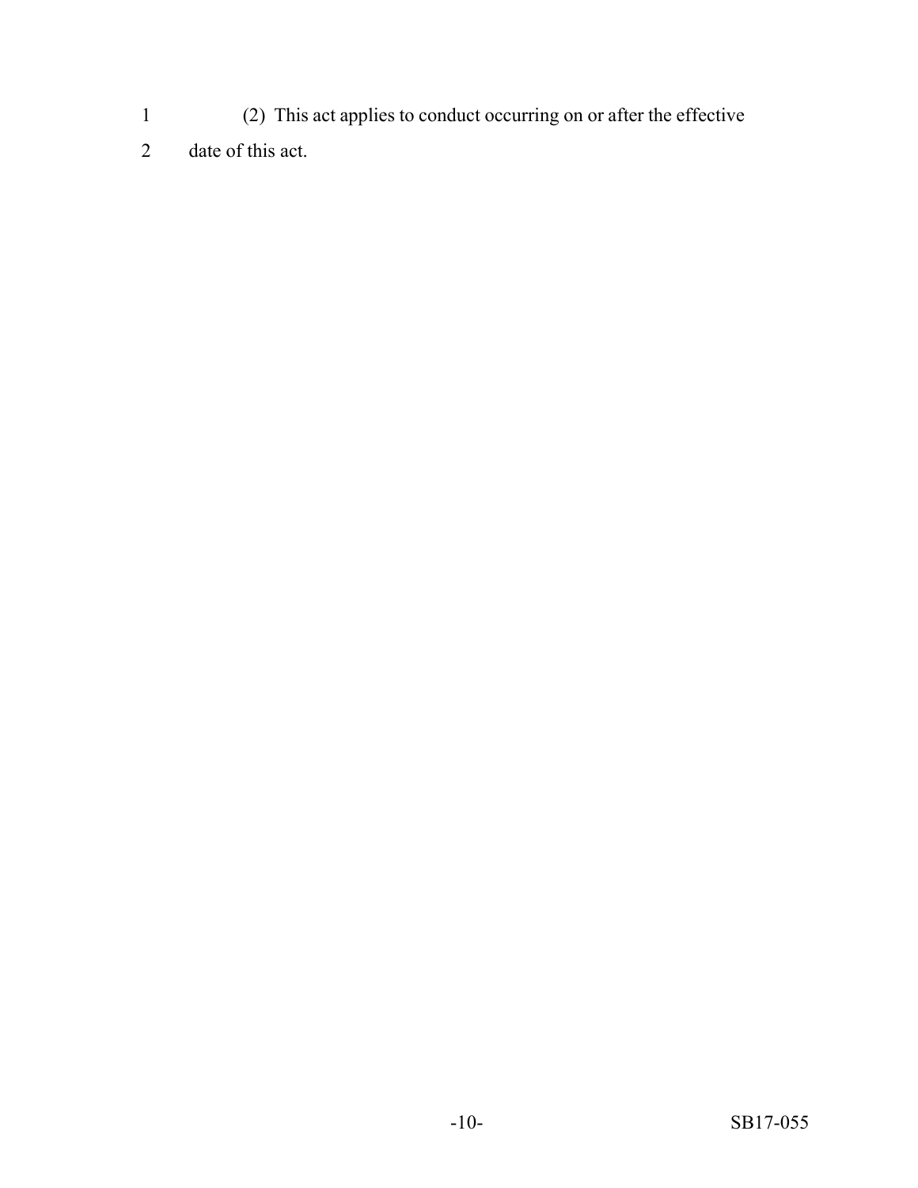(2) This act applies to conduct occurring on or after the effective date of this act.